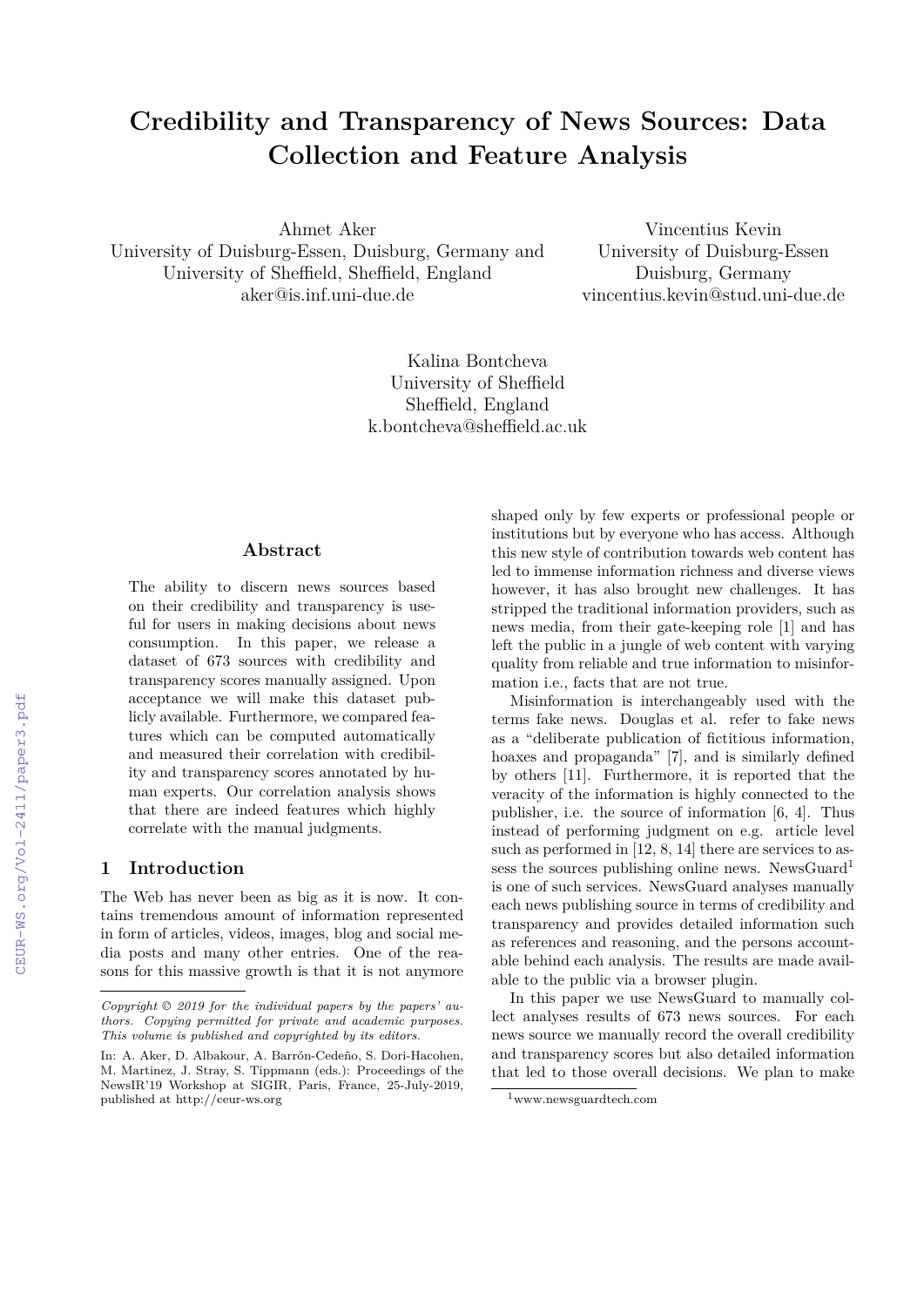# Credibility and Transparency of News Sources: Data Collection and Feature Analysis

Ahmet Aker
University of Duisburg-Essen, Duisburg, Germany and
University of Sheffield, Sheffield, England
aker@is.inf.uni-due.de

Vincentius Kevin
University of Duisburg-Essen
Duisburg, Germany
vincentius.kevin@stud.uni-due.de

Kalina Bontcheva
University of Sheffield
Sheffield, England
k.bontcheva@sheffield.ac.uk

## Abstract

The ability to discern news sources based on their credibility and transparency is useful for users in making decisions about news consumption. In this paper, we release a dataset of 673 sources with credibility and transparency scores manually assigned. Upon acceptance we will make this dataset publicly available. Furthermore, we compared features which can be computed automatically and measured their correlation with credibility and transparency scores annotated by human experts. Our correlation analysis shows that there are indeed features which highly correlate with the manual judgments.

## 1 Introduction

The Web has never been as big as it is now. It contains tremendous amount of information represented in form of articles, videos, images, blog and social media posts and many other entries. One of the reasons for this massive growth is that it is not anymore shaped only by few experts or professional people or institutions but by everyone who has access. Although this new style of contribution towards web content has led to immense information richness and diverse views however, it has also brought new challenges. It has stripped the traditional information providers, such as news media, from their gate-keeping role [1] and has left the public in a jungle of web content with varying quality from reliable and true information to misinformation i.e., facts that are not true.

Misinformation is interchangeably used with the terms fake news. Douglas et al. refer to fake news as a "deliberate publication of fictitious information, hoaxes and propaganda" [7], and is similarly defined by others [11]. Furthermore, it is reported that the veracity of the information is highly connected to the publisher, i.e. the source of information [6, 4]. Thus instead of performing judgment on e.g. article level such as performed in [12, 8, 14] there are services to assess the sources publishing online news. NewsGuard[1] is one of such services. NewsGuard analyses manually each news publishing source in terms of credibility and transparency and provides detailed information such as references and reasoning, and the persons accountable behind each analysis. The results are made available to the public via a browser plugin.

In this paper we use NewsGuard to manually collect analyses results of 673 news sources. For each news source we manually record the overall credibility and transparency scores but also detailed information that led to those overall decisions. We plan to make

*Copyright © 2019 for the individual papers by the papers' authors. Copying permitted for private and academic purposes. This volume is published and copyrighted by its editors.*

In: A. Aker, D. Albakour, A. Barrón-Cedeño, S. Dori-Hacohen, M. Martinez, J. Stray, S. Tippmann (eds.): Proceedings of the NewsIR'19 Workshop at SIGIR, Paris, France, 25-July-2019, published at http://ceur-ws.org

[1] www.newsguardtech.com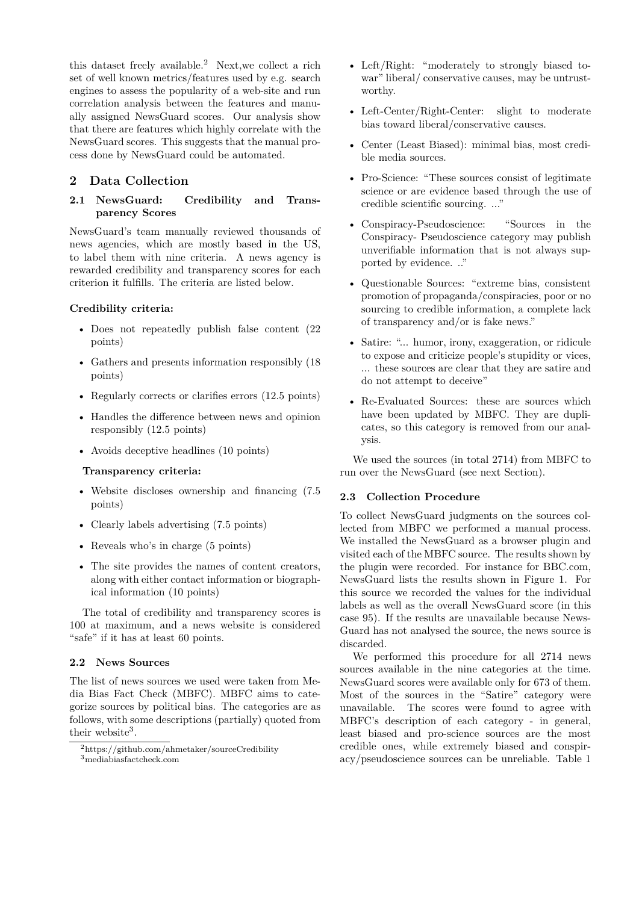this dataset freely available.[2] Next,we collect a rich set of well known metrics/features used by e.g. search engines to assess the popularity of a web-site and run correlation analysis between the features and manually assigned NewsGuard scores. Our analysis show that there are features which highly correlate with the NewsGuard scores. This suggests that the manual process done by NewsGuard could be automated.

## 2 Data Collection

### 2.1 NewsGuard: Credibility and Transparency Scores

NewsGuard's team manually reviewed thousands of news agencies, which are mostly based in the US, to label them with nine criteria. A news agency is rewarded credibility and transparency scores for each criterion it fulfills. The criteria are listed below.

**Credibility criteria:**

- Does not repeatedly publish false content (22 points)
- Gathers and presents information responsibly (18 points)
- Regularly corrects or clarifies errors (12.5 points)
- Handles the difference between news and opinion responsibly (12.5 points)
- Avoids deceptive headlines (10 points)

**Transparency criteria:**

- Website discloses ownership and financing (7.5 points)
- Clearly labels advertising (7.5 points)
- Reveals who's in charge (5 points)
- The site provides the names of content creators, along with either contact information or biographical information (10 points)

The total of credibility and transparency scores is 100 at maximum, and a news website is considered "safe" if it has at least 60 points.

### 2.2 News Sources

The list of news sources we used were taken from Media Bias Fact Check (MBFC). MBFC aims to categorize sources by political bias. The categories are as follows, with some descriptions (partially) quoted from their website[3].

- Left/Right: "moderately to strongly biased towar" liberal/ conservative causes, may be untrustworthy.
- Left-Center/Right-Center: slight to moderate bias toward liberal/conservative causes.
- Center (Least Biased): minimal bias, most credible media sources.
- Pro-Science: "These sources consist of legitimate science or are evidence based through the use of credible scientific sourcing. ..."
- Conspiracy-Pseudoscience: "Sources in the Conspiracy- Pseudoscience category may publish unverifiable information that is not always supported by evidence. .."
- Questionable Sources: "extreme bias, consistent promotion of propaganda/conspiracies, poor or no sourcing to credible information, a complete lack of transparency and/or is fake news."
- Satire: "... humor, irony, exaggeration, or ridicule to expose and criticize people's stupidity or vices, ... these sources are clear that they are satire and do not attempt to deceive"
- Re-Evaluated Sources: these are sources which have been updated by MBFC. They are duplicates, so this category is removed from our analysis.

We used the sources (in total 2714) from MBFC to run over the NewsGuard (see next Section).

### 2.3 Collection Procedure

To collect NewsGuard judgments on the sources collected from MBFC we performed a manual process. We installed the NewsGuard as a browser plugin and visited each of the MBFC source. The results shown by the plugin were recorded. For instance for BBC.com, NewsGuard lists the results shown in Figure 1. For this source we recorded the values for the individual labels as well as the overall NewsGuard score (in this case 95). If the results are unavailable because NewsGuard has not analysed the source, the news source is discarded.

We performed this procedure for all 2714 news sources available in the nine categories at the time. NewsGuard scores were available only for 673 of them. Most of the sources in the "Satire" category were unavailable. The scores were found to agree with MBFC's description of each category - in general, least biased and pro-science sources are the most credible ones, while extremely biased and conspiracy/pseudoscience sources can be unreliable. Table 1

[2] https://github.com/ahmetaker/sourceCredibility

[3] mediabiasfactcheck.com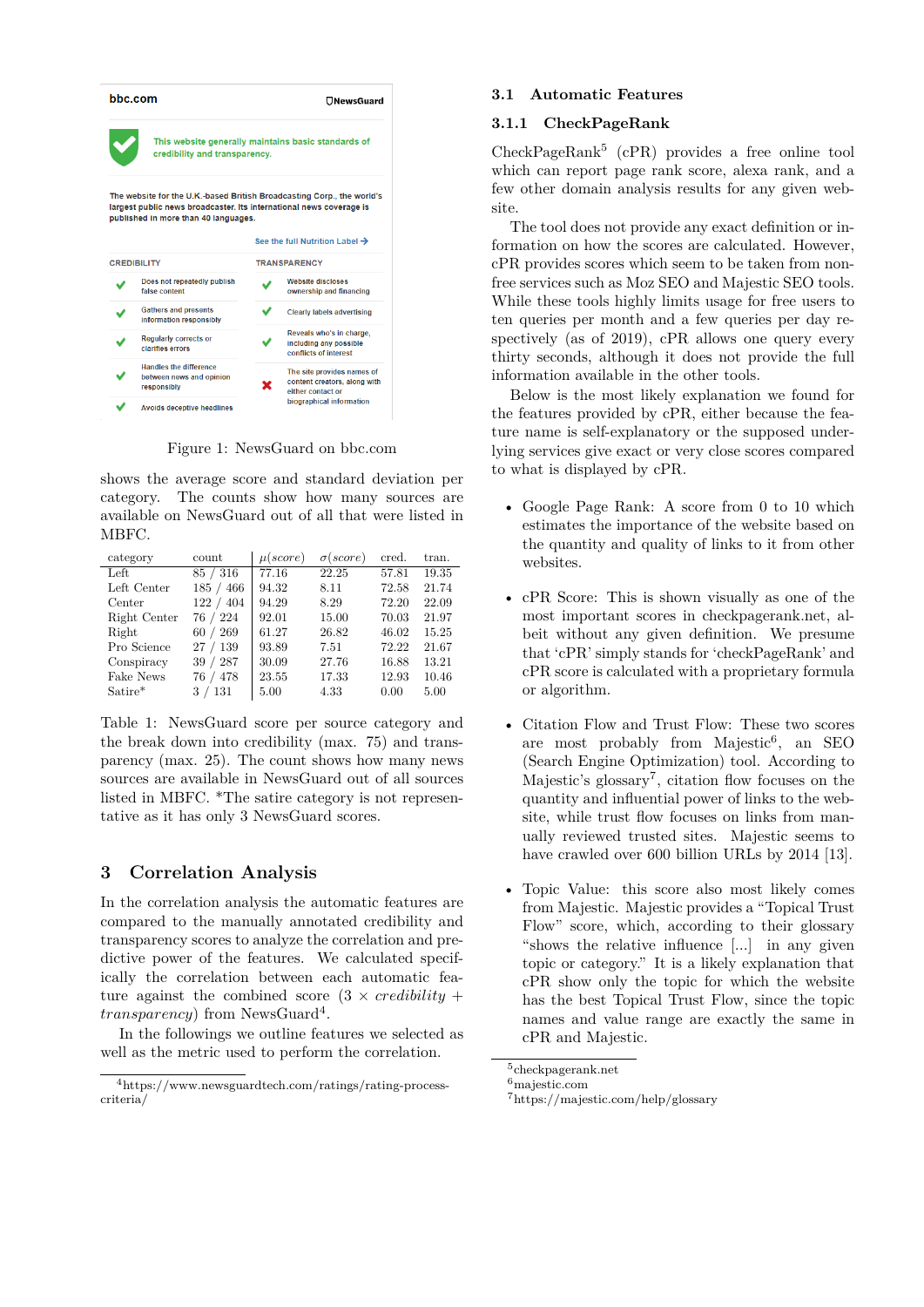Figure 1: NewsGuard on bbc.com

shows the average score and standard deviation per category. The counts show how many sources are available on NewsGuard out of all that were listed in MBFC.

| category | count | $\mu(score)$ | $\sigma(score)$ | cred. | tran. |
|---|---|---|---|---|---|
| Left | 85 / 316 | 77.16 | 22.25 | 57.81 | 19.35 |
| Left Center | 185 / 466 | 94.32 | 8.11 | 72.58 | 21.74 |
| Center | 122 / 404 | 94.29 | 8.29 | 72.20 | 22.09 |
| Right Center | 76 / 224 | 92.01 | 15.00 | 70.03 | 21.97 |
| Right | 60 / 269 | 61.27 | 26.82 | 46.02 | 15.25 |
| Pro Science | 27 / 139 | 93.89 | 7.51 | 72.22 | 21.67 |
| Conspiracy | 39 / 287 | 30.09 | 27.76 | 16.88 | 13.21 |
| Fake News | 76 / 478 | 23.55 | 17.33 | 12.93 | 10.46 |
| Satire* | 3 / 131 | 5.00 | 4.33 | 0.00 | 5.00 |

Table 1: NewsGuard score per source category and the break down into credibility (max. 75) and transparency (max. 25). The count shows how many news sources are available in NewsGuard out of all sources listed in MBFC. *The satire category is not representative as it has only 3 NewsGuard scores.

## 3 Correlation Analysis

In the correlation analysis the automatic features are compared to the manually annotated credibility and transparency scores to analyze the correlation and predictive power of the features. We calculated specifically the correlation between each automatic feature against the combined score ($3 \times credibility + transparency$) from NewsGuard[4].

In the followings we outline features we selected as well as the metric used to perform the correlation.

[4] https://www.newsguardtech.com/ratings/rating-process-criteria/

### 3.1 Automatic Features

#### 3.1.1 CheckPageRank

CheckPageRank[5] (cPR) provides a free online tool which can report page rank score, alexa rank, and a few other domain analysis results for any given website.

The tool does not provide any exact definition or information on how the scores are calculated. However, cPR provides scores which seem to be taken from non-free services such as Moz SEO and Majestic SEO tools. While these tools highly limits usage for free users to ten queries per month and a few queries per day respectively (as of 2019), cPR allows one query every thirty seconds, although it does not provide the full information available in the other tools.

Below is the most likely explanation we found for the features provided by cPR, either because the feature name is self-explanatory or the supposed underlying services give exact or very close scores compared to what is displayed by cPR.

- Google Page Rank: A score from 0 to 10 which estimates the importance of the website based on the quantity and quality of links to it from other websites.

- cPR Score: This is shown visually as one of the most important scores in checkpagerank.net, albeit without any given definition. We presume that 'cPR' simply stands for 'checkPageRank' and cPR score is calculated with a proprietary formula or algorithm.

- Citation Flow and Trust Flow: These two scores are most probably from Majestic[6], an SEO (Search Engine Optimization) tool. According to Majestic's glossary[7], citation flow focuses on the quantity and influential power of links to the website, while trust flow focuses on links from manually reviewed trusted sites. Majestic seems to have crawled over 600 billion URLs by 2014 [13].

- Topic Value: this score also most likely comes from Majestic. Majestic provides a "Topical Trust Flow" score, which, according to their glossary "shows the relative influence [...] in any given topic or category." It is a likely explanation that cPR show only the topic for which the website has the best Topical Trust Flow, since the topic names and value range are exactly the same in cPR and Majestic.

[5] checkpagerank.net
[6] majestic.com
[7] https://majestic.com/help/glossary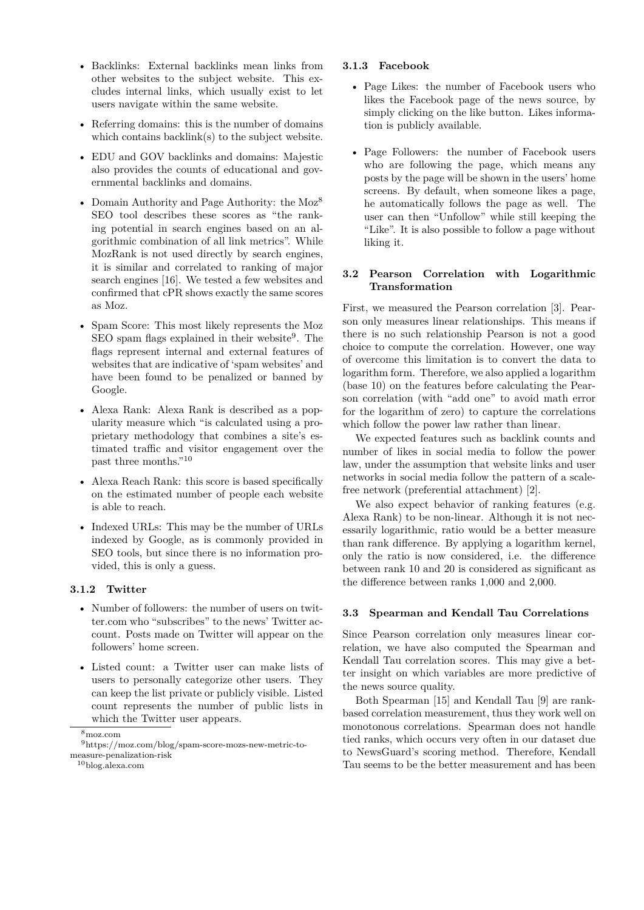- Backlinks: External backlinks mean links from other websites to the subject website. This excludes internal links, which usually exist to let users navigate within the same website.
- Referring domains: this is the number of domains which contains backlink(s) to the subject website.
- EDU and GOV backlinks and domains: Majestic also provides the counts of educational and governmental backlinks and domains.
- Domain Authority and Page Authority: the Moz[8] SEO tool describes these scores as "the ranking potential in search engines based on an algorithmic combination of all link metrics". While MozRank is not used directly by search engines, it is similar and correlated to ranking of major search engines [16]. We tested a few websites and confirmed that cPR shows exactly the same scores as Moz.
- Spam Score: This most likely represents the Moz SEO spam flags explained in their website[9]. The flags represent internal and external features of websites that are indicative of 'spam websites' and have been found to be penalized or banned by Google.
- Alexa Rank: Alexa Rank is described as a popularity measure which "is calculated using a proprietary methodology that combines a site's estimated traffic and visitor engagement over the past three months."[10]
- Alexa Reach Rank: this score is based specifically on the estimated number of people each website is able to reach.
- Indexed URLs: This may be the number of URLs indexed by Google, as is commonly provided in SEO tools, but since there is no information provided, this is only a guess.

#### 3.1.2 Twitter

- Number of followers: the number of users on twitter.com who "subscribes" to the news' Twitter account. Posts made on Twitter will appear on the followers' home screen.
- Listed count: a Twitter user can make lists of users to personally categorize other users. They can keep the list private or publicly visible. Listed count represents the number of public lists in which the Twitter user appears.

#### 3.1.3 Facebook

- Page Likes: the number of Facebook users who likes the Facebook page of the news source, by simply clicking on the like button. Likes information is publicly available.
- Page Followers: the number of Facebook users who are following the page, which means any posts by the page will be shown in the users' home screens. By default, when someone likes a page, he automatically follows the page as well. The user can then "Unfollow" while still keeping the "Like". It is also possible to follow a page without liking it.

### 3.2 Pearson Correlation with Logarithmic Transformation

First, we measured the Pearson correlation [3]. Pearson only measures linear relationships. This means if there is no such relationship Pearson is not a good choice to compute the correlation. However, one way of overcome this limitation is to convert the data to logarithm form. Therefore, we also applied a logarithm (base 10) on the features before calculating the Pearson correlation (with "add one" to avoid math error for the logarithm of zero) to capture the correlations which follow the power law rather than linear.

We expected features such as backlink counts and number of likes in social media to follow the power law, under the assumption that website links and user networks in social media follow the pattern of a scale-free network (preferential attachment) [2].

We also expect behavior of ranking features (e.g. Alexa Rank) to be non-linear. Although it is not necessarily logarithmic, ratio would be a better measure than rank difference. By applying a logarithm kernel, only the ratio is now considered, i.e. the difference between rank 10 and 20 is considered as significant as the difference between ranks 1,000 and 2,000.

### 3.3 Spearman and Kendall Tau Correlations

Since Pearson correlation only measures linear correlation, we have also computed the Spearman and Kendall Tau correlation scores. This may give a better insight on which variables are more predictive of the news source quality.

Both Spearman [15] and Kendall Tau [9] are rank-based correlation measurement, thus they work well on monotonous correlations. Spearman does not handle tied ranks, which occurs very often in our dataset due to NewsGuard's scoring method. Therefore, Kendall Tau seems to be the better measurement and has been

[8] moz.com

[9] https://moz.com/blog/spam-score-mozs-new-metric-to-measure-penalization-risk

[10] blog.alexa.com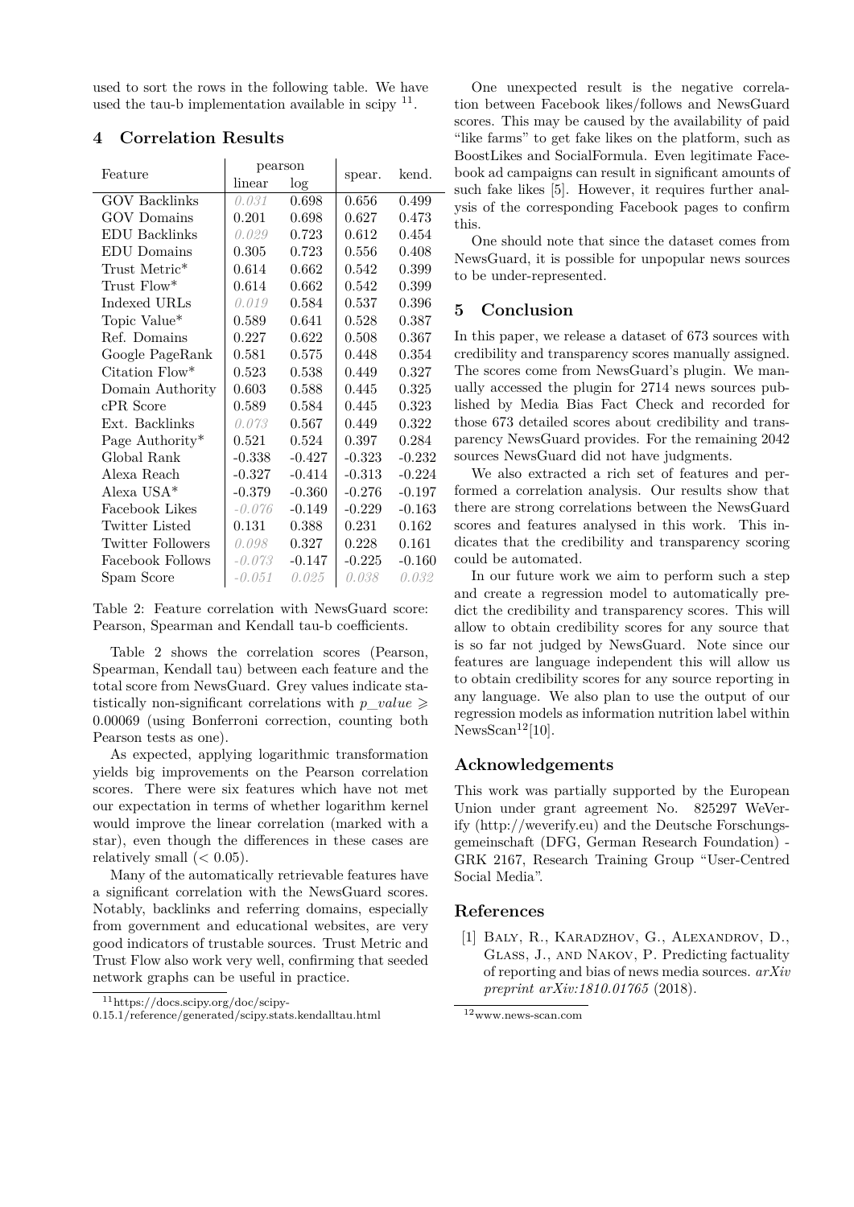used to sort the rows in the following table. We have used the tau-b implementation available in scipy [11].

## 4 Correlation Results

| Feature | pearson | | spear. | kend. |
|---|---|---|---|---|
| | linear | log | | |
| GOV Backlinks | *0.031* | 0.698 | 0.656 | 0.499 |
| GOV Domains | 0.201 | 0.698 | 0.627 | 0.473 |
| EDU Backlinks | *0.029* | 0.723 | 0.612 | 0.454 |
| EDU Domains | 0.305 | 0.723 | 0.556 | 0.408 |
| Trust Metric* | 0.614 | 0.662 | 0.542 | 0.399 |
| Trust Flow* | 0.614 | 0.662 | 0.542 | 0.399 |
| Indexed URLs | *0.019* | 0.584 | 0.537 | 0.396 |
| Topic Value* | 0.589 | 0.641 | 0.528 | 0.387 |
| Ref. Domains | 0.227 | 0.622 | 0.508 | 0.367 |
| Google PageRank | 0.581 | 0.575 | 0.448 | 0.354 |
| Citation Flow* | 0.523 | 0.538 | 0.449 | 0.327 |
| Domain Authority | 0.603 | 0.588 | 0.445 | 0.325 |
| cPR Score | 0.589 | 0.584 | 0.445 | 0.323 |
| Ext. Backlinks | *0.073* | 0.567 | 0.449 | 0.322 |
| Page Authority* | 0.521 | 0.524 | 0.397 | 0.284 |
| Global Rank | -0.338 | -0.427 | -0.323 | -0.232 |
| Alexa Reach | -0.327 | -0.414 | -0.313 | -0.224 |
| Alexa USA* | -0.379 | -0.360 | -0.276 | -0.197 |
| Facebook Likes | *-0.076* | -0.149 | -0.229 | -0.163 |
| Twitter Listed | 0.131 | 0.388 | 0.231 | 0.162 |
| Twitter Followers | *0.098* | 0.327 | 0.228 | 0.161 |
| Facebook Follows | *-0.073* | -0.147 | -0.225 | -0.160 |
| Spam Score | *-0.051* | *0.025* | *0.038* | *0.032* |

Table 2: Feature correlation with NewsGuard score: Pearson, Spearman and Kendall tau-b coefficients.

Table 2 shows the correlation scores (Pearson, Spearman, Kendall tau) between each feature and the total score from NewsGuard. Grey values indicate statistically non-significant correlations with $p\_value \geqslant 0.00069$ (using Bonferroni correction, counting both Pearson tests as one).

As expected, applying logarithmic transformation yields big improvements on the Pearson correlation scores. There were six features which have not met our expectation in terms of whether logarithm kernel would improve the linear correlation (marked with a star), even though the differences in these cases are relatively small ($< 0.05$).

Many of the automatically retrievable features have a significant correlation with the NewsGuard scores. Notably, backlinks and referring domains, especially from government and educational websites, are very good indicators of trustable sources. Trust Metric and Trust Flow also work very well, confirming that seeded network graphs can be useful in practice.

One unexpected result is the negative correlation between Facebook likes/follows and NewsGuard scores. This may be caused by the availability of paid "like farms" to get fake likes on the platform, such as BoostLikes and SocialFormula. Even legitimate Facebook ad campaigns can result in significant amounts of such fake likes [5]. However, it requires further analysis of the corresponding Facebook pages to confirm this.

One should note that since the dataset comes from NewsGuard, it is possible for unpopular news sources to be under-represented.

## 5 Conclusion

In this paper, we release a dataset of 673 sources with credibility and transparency scores manually assigned. The scores come from NewsGuard's plugin. We manually accessed the plugin for 2714 news sources published by Media Bias Fact Check and recorded for those 673 detailed scores about credibility and transparency NewsGuard provides. For the remaining 2042 sources NewsGuard did not have judgments.

We also extracted a rich set of features and performed a correlation analysis. Our results show that there are strong correlations between the NewsGuard scores and features analysed in this work. This indicates that the credibility and transparency scoring could be automated.

In our future work we aim to perform such a step and create a regression model to automatically predict the credibility and transparency scores. This will allow to obtain credibility scores for any source that is so far not judged by NewsGuard. Note since our features are language independent this will allow us to obtain credibility scores for any source reporting in any language. We also plan to use the output of our regression models as information nutrition label within NewsScan[12][10].

## Acknowledgements

This work was partially supported by the European Union under grant agreement No. 825297 WeVerify (http://weverify.eu) and the Deutsche Forschungsgemeinschaft (DFG, German Research Foundation) - GRK 2167, Research Training Group "User-Centred Social Media".

## References

[1] Baly, R., Karadzhov, G., Alexandrov, D., Glass, J., and Nakov, P. Predicting factuality of reporting and bias of news media sources. *arXiv preprint arXiv:1810.01765* (2018).

[11] https://docs.scipy.org/doc/scipy-0.15.1/reference/generated/scipy.stats.kendalltau.html

[12] www.news-scan.com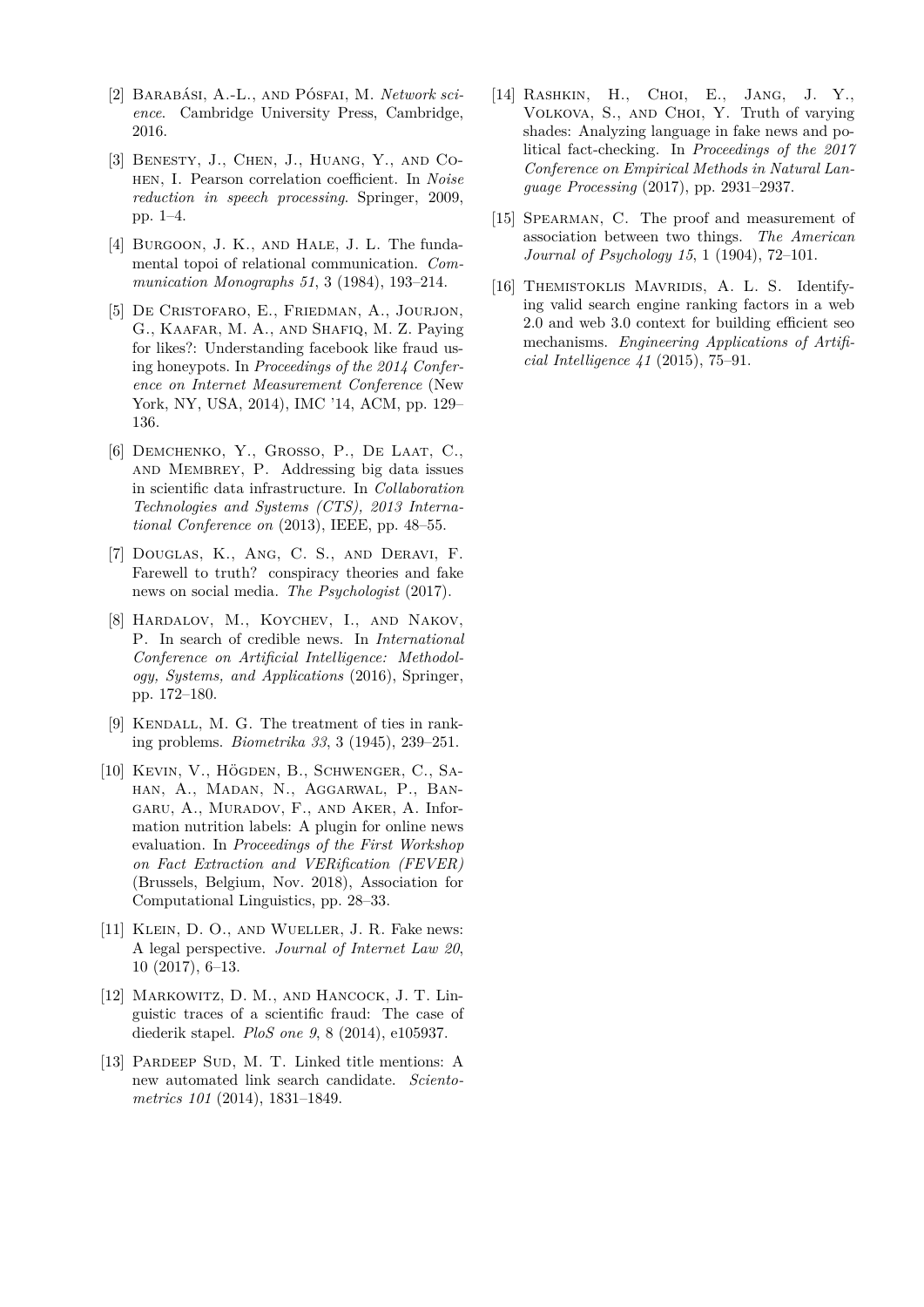[2] Barabási, A.-L., and Pósfai, M. *Network science*. Cambridge University Press, Cambridge, 2016.

[3] Benesty, J., Chen, J., Huang, Y., and Cohen, I. Pearson correlation coefficient. In *Noise reduction in speech processing*. Springer, 2009, pp. 1–4.

[4] Burgoon, J. K., and Hale, J. L. The fundamental topoi of relational communication. *Communication Monographs 51*, 3 (1984), 193–214.

[5] De Cristofaro, E., Friedman, A., Jourjon, G., Kaafar, M. A., and Shafiq, M. Z. Paying for likes?: Understanding facebook like fraud using honeypots. In *Proceedings of the 2014 Conference on Internet Measurement Conference* (New York, NY, USA, 2014), IMC '14, ACM, pp. 129–136.

[6] Demchenko, Y., Grosso, P., De Laat, C., and Membrey, P. Addressing big data issues in scientific data infrastructure. In *Collaboration Technologies and Systems (CTS), 2013 International Conference on* (2013), IEEE, pp. 48–55.

[7] Douglas, K., Ang, C. S., and Deravi, F. Farewell to truth? conspiracy theories and fake news on social media. *The Psychologist* (2017).

[8] Hardalov, M., Koychev, I., and Nakov, P. In search of credible news. In *International Conference on Artificial Intelligence: Methodology, Systems, and Applications* (2016), Springer, pp. 172–180.

[9] Kendall, M. G. The treatment of ties in ranking problems. *Biometrika 33*, 3 (1945), 239–251.

[10] Kevin, V., Högden, B., Schwenger, C., Sahan, A., Madan, N., Aggarwal, P., Bangaru, A., Muradov, F., and Aker, A. Information nutrition labels: A plugin for online news evaluation. In *Proceedings of the First Workshop on Fact Extraction and VERification (FEVER)* (Brussels, Belgium, Nov. 2018), Association for Computational Linguistics, pp. 28–33.

[11] Klein, D. O., and Wueller, J. R. Fake news: A legal perspective. *Journal of Internet Law 20*, 10 (2017), 6–13.

[12] Markowitz, D. M., and Hancock, J. T. Linguistic traces of a scientific fraud: The case of diederik stapel. *PloS one 9*, 8 (2014), e105937.

[13] Pardeep Sud, M. T. Linked title mentions: A new automated link search candidate. *Scientometrics 101* (2014), 1831–1849.

[14] Rashkin, H., Choi, E., Jang, J. Y., Volkova, S., and Choi, Y. Truth of varying shades: Analyzing language in fake news and political fact-checking. In *Proceedings of the 2017 Conference on Empirical Methods in Natural Language Processing* (2017), pp. 2931–2937.

[15] Spearman, C. The proof and measurement of association between two things. *The American Journal of Psychology 15*, 1 (1904), 72–101.

[16] Themistoklis Mavridis, A. L. S. Identifying valid search engine ranking factors in a web 2.0 and web 3.0 context for building efficient seo mechanisms. *Engineering Applications of Artificial Intelligence 41* (2015), 75–91.